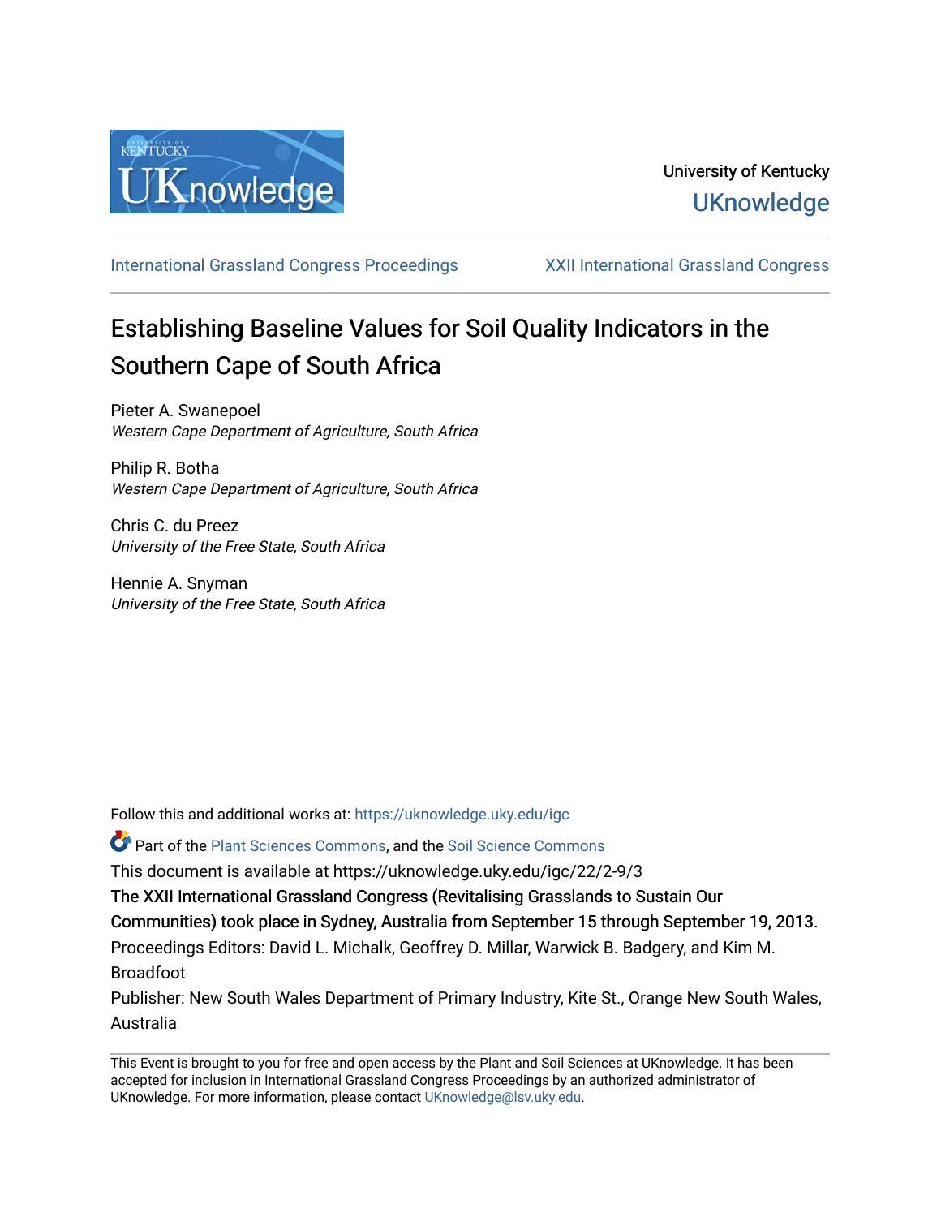University of Kentucky

UKnowledge

International Grassland Congress Proceedings | XXII International Grassland Congress

# Establishing Baseline Values for Soil Quality Indicators in the Southern Cape of South Africa

Pieter A. Swanepoel
*Western Cape Department of Agriculture, South Africa*

Philip R. Botha
*Western Cape Department of Agriculture, South Africa*

Chris C. du Preez
*University of the Free State, South Africa*

Hennie A. Snyman
*University of the Free State, South Africa*

Follow this and additional works at: https://uknowledge.uky.edu/igc

Part of the Plant Sciences Commons, and the Soil Science Commons

This document is available at https://uknowledge.uky.edu/igc/22/2-9/3

The XXII International Grassland Congress (Revitalising Grasslands to Sustain Our Communities) took place in Sydney, Australia from September 15 through September 19, 2013.

Proceedings Editors: David L. Michalk, Geoffrey D. Millar, Warwick B. Badgery, and Kim M. Broadfoot

Publisher: New South Wales Department of Primary Industry, Kite St., Orange New South Wales, Australia

This Event is brought to you for free and open access by the Plant and Soil Sciences at UKnowledge. It has been accepted for inclusion in International Grassland Congress Proceedings by an authorized administrator of UKnowledge. For more information, please contact UKnowledge@lsv.uky.edu.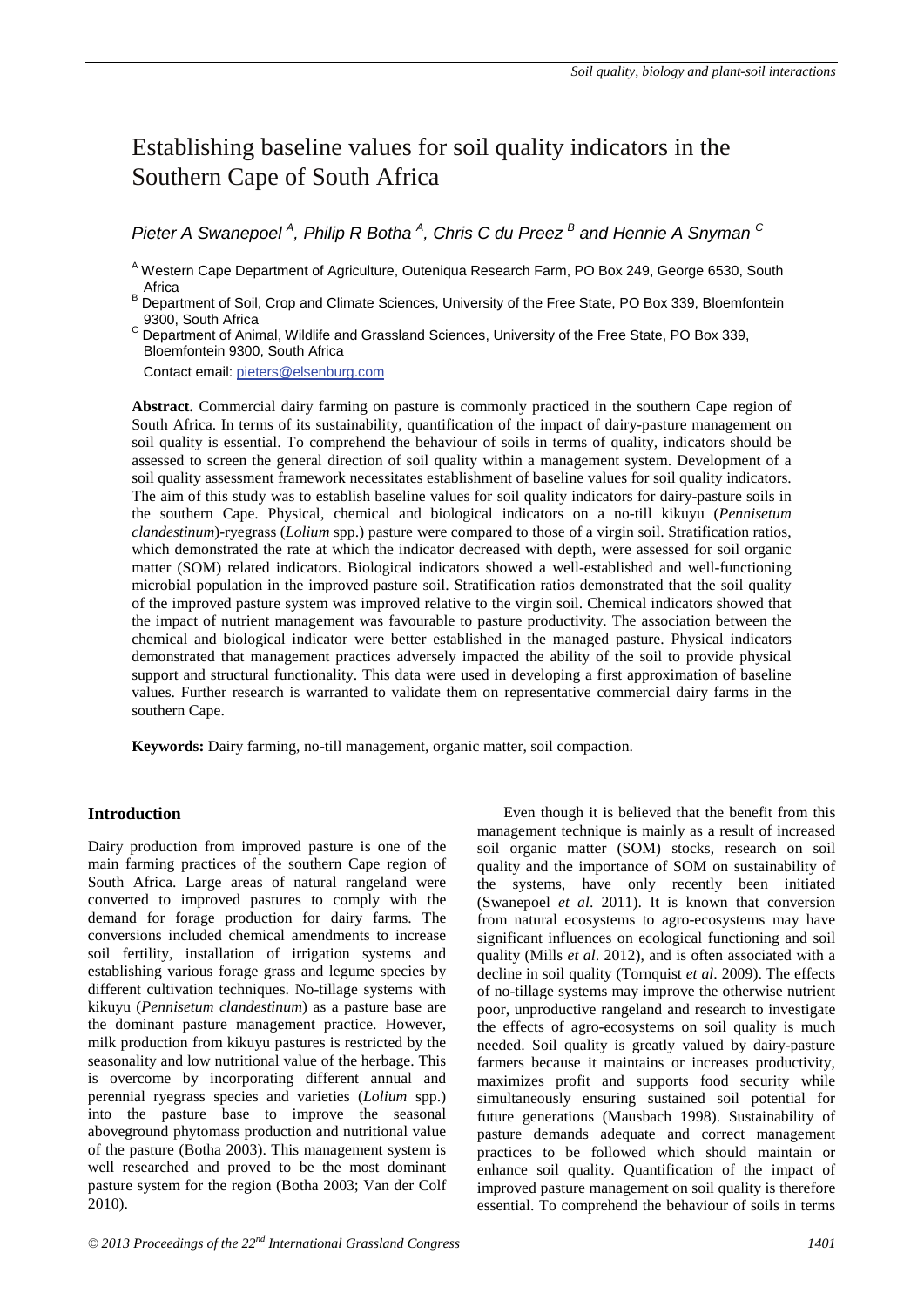# Establishing baseline values for soil quality indicators in the Southern Cape of South Africa

*Pieter A Swanepoel [A], Philip R Botha [A], Chris C du Preez [B] and Hennie A Snyman [C]*

[A] Western Cape Department of Agriculture, Outeniqua Research Farm, PO Box 249, George 6530, South Africa

[B] Department of Soil, Crop and Climate Sciences, University of the Free State, PO Box 339, Bloemfontein 9300, South Africa

[C] Department of Animal, Wildlife and Grassland Sciences, University of the Free State, PO Box 339, Bloemfontein 9300, South Africa

Contact email: pieters@elsenburg.com

**Abstract.** Commercial dairy farming on pasture is commonly practiced in the southern Cape region of South Africa. In terms of its sustainability, quantification of the impact of dairy-pasture management on soil quality is essential. To comprehend the behaviour of soils in terms of quality, indicators should be assessed to screen the general direction of soil quality within a management system. Development of a soil quality assessment framework necessitates establishment of baseline values for soil quality indicators. The aim of this study was to establish baseline values for soil quality indicators for dairy-pasture soils in the southern Cape. Physical, chemical and biological indicators on a no-till kikuyu (*Pennisetum clandestinum*)-ryegrass (*Lolium* spp.) pasture were compared to those of a virgin soil. Stratification ratios, which demonstrated the rate at which the indicator decreased with depth, were assessed for soil organic matter (SOM) related indicators. Biological indicators showed a well-established and well-functioning microbial population in the improved pasture soil. Stratification ratios demonstrated that the soil quality of the improved pasture system was improved relative to the virgin soil. Chemical indicators showed that the impact of nutrient management was favourable to pasture productivity. The association between the chemical and biological indicator were better established in the managed pasture. Physical indicators demonstrated that management practices adversely impacted the ability of the soil to provide physical support and structural functionality. This data were used in developing a first approximation of baseline values. Further research is warranted to validate them on representative commercial dairy farms in the southern Cape.

**Keywords:** Dairy farming, no-till management, organic matter, soil compaction.

## Introduction

Dairy production from improved pasture is one of the main farming practices of the southern Cape region of South Africa. Large areas of natural rangeland were converted to improved pastures to comply with the demand for forage production for dairy farms. The conversions included chemical amendments to increase soil fertility, installation of irrigation systems and establishing various forage grass and legume species by different cultivation techniques. No-tillage systems with kikuyu (*Pennisetum clandestinum*) as a pasture base are the dominant pasture management practice. However, milk production from kikuyu pastures is restricted by the seasonality and low nutritional value of the herbage. This is overcome by incorporating different annual and perennial ryegrass species and varieties (*Lolium* spp.) into the pasture base to improve the seasonal aboveground phytomass production and nutritional value of the pasture (Botha 2003). This management system is well researched and proved to be the most dominant pasture system for the region (Botha 2003; Van der Colf 2010).

Even though it is believed that the benefit from this management technique is mainly as a result of increased soil organic matter (SOM) stocks, research on soil quality and the importance of SOM on sustainability of the systems, have only recently been initiated (Swanepoel *et al*. 2011). It is known that conversion from natural ecosystems to agro-ecosystems may have significant influences on ecological functioning and soil quality (Mills *et al*. 2012), and is often associated with a decline in soil quality (Tornquist *et al*. 2009). The effects of no-tillage systems may improve the otherwise nutrient poor, unproductive rangeland and research to investigate the effects of agro-ecosystems on soil quality is much needed. Soil quality is greatly valued by dairy-pasture farmers because it maintains or increases productivity, maximizes profit and supports food security while simultaneously ensuring sustained soil potential for future generations (Mausbach 1998). Sustainability of pasture demands adequate and correct management practices to be followed which should maintain or enhance soil quality. Quantification of the impact of improved pasture management on soil quality is therefore essential. To comprehend the behaviour of soils in terms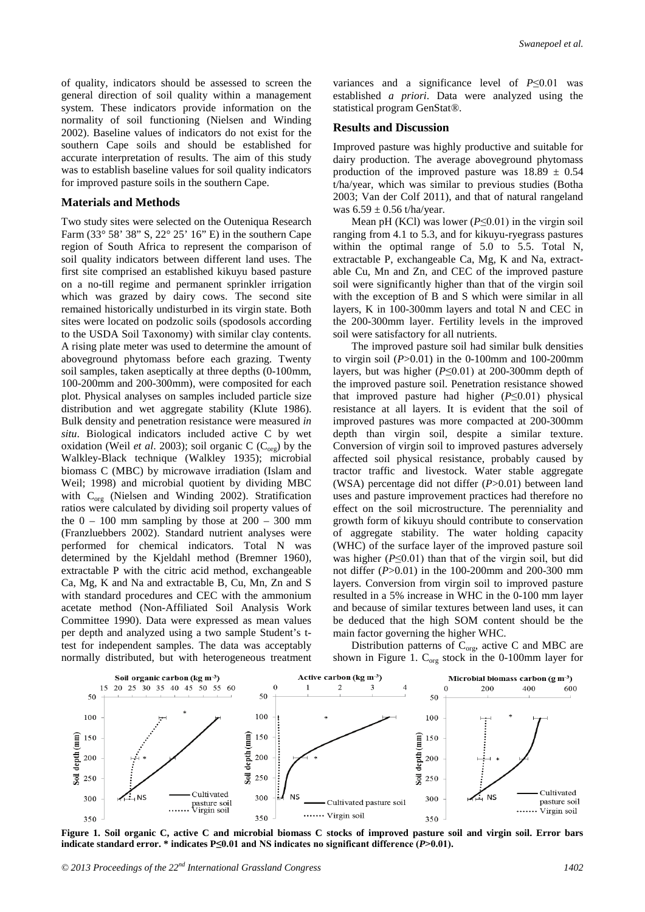of quality, indicators should be assessed to screen the general direction of soil quality within a management system. These indicators provide information on the normality of soil functioning (Nielsen and Winding 2002). Baseline values of indicators do not exist for the southern Cape soils and should be established for accurate interpretation of results. The aim of this study was to establish baseline values for soil quality indicators for improved pasture soils in the southern Cape.

## Materials and Methods

Two study sites were selected on the Outeniqua Research Farm (33° 58' 38" S, 22° 25' 16" E) in the southern Cape region of South Africa to represent the comparison of soil quality indicators between different land uses. The first site comprised an established kikuyu based pasture on a no-till regime and permanent sprinkler irrigation which was grazed by dairy cows. The second site remained historically undisturbed in its virgin state. Both sites were located on podzolic soils (spodosols according to the USDA Soil Taxonomy) with similar clay contents. A rising plate meter was used to determine the amount of aboveground phytomass before each grazing. Twenty soil samples, taken aseptically at three depths (0-100mm, 100-200mm and 200-300mm), were composited for each plot. Physical analyses on samples included particle size distribution and wet aggregate stability (Klute 1986). Bulk density and penetration resistance were measured *in situ*. Biological indicators included active C by wet oxidation (Weil *et al*. 2003); soil organic C ($C_{org}$) by the Walkley-Black technique (Walkley 1935); microbial biomass C (MBC) by microwave irradiation (Islam and Weil; 1998) and microbial quotient by dividing MBC with $C_{org}$ (Nielsen and Winding 2002). Stratification ratios were calculated by dividing soil property values of the 0 – 100 mm sampling by those at 200 – 300 mm (Franzluebbers 2002). Standard nutrient analyses were performed for chemical indicators. Total N was determined by the Kjeldahl method (Bremner 1960), extractable P with the citric acid method, exchangeable Ca, Mg, K and Na and extractable B, Cu, Mn, Zn and S with standard procedures and CEC with the ammonium acetate method (Non-Affiliated Soil Analysis Work Committee 1990). Data were expressed as mean values per depth and analyzed using a two sample Student's t-test for independent samples. The data was acceptably normally distributed, but with heterogeneous treatment variances and a significance level of $P \leq 0.01$ was established *a priori*. Data were analyzed using the statistical program GenStat®.

## Results and Discussion

Improved pasture was highly productive and suitable for dairy production. The average aboveground phytomass production of the improved pasture was $18.89 \pm 0.54$ t/ha/year, which was similar to previous studies (Botha 2003; Van der Colf 2011), and that of natural rangeland was $6.59 \pm 0.56$ t/ha/year.

Mean pH (KCl) was lower ($P \leq 0.01$) in the virgin soil ranging from 4.1 to 5.3, and for kikuyu-ryegrass pastures within the optimal range of 5.0 to 5.5. Total N, extractable P, exchangeable Ca, Mg, K and Na, extractable Cu, Mn and Zn, and CEC of the improved pasture soil were significantly higher than that of the virgin soil with the exception of B and S which were similar in all layers, K in 100-300mm layers and total N and CEC in the 200-300mm layer. Fertility levels in the improved soil were satisfactory for all nutrients.

The improved pasture soil had similar bulk densities to virgin soil ($P > 0.01$) in the 0-100mm and 100-200mm layers, but was higher ($P \leq 0.01$) at 200-300mm depth of the improved pasture soil. Penetration resistance showed that improved pasture had higher ($P \leq 0.01$) physical resistance at all layers. It is evident that the soil of improved pastures was more compacted at 200-300mm depth than virgin soil, despite a similar texture. Conversion of virgin soil to improved pastures adversely affected soil physical resistance, probably caused by tractor traffic and livestock. Water stable aggregate (WSA) percentage did not differ ($P > 0.01$) between land uses and pasture improvement practices had therefore no effect on the soil microstructure. The perenniality and growth form of kikuyu should contribute to conservation of aggregate stability. The water holding capacity (WHC) of the surface layer of the improved pasture soil was higher ($P \leq 0.01$) than that of the virgin soil, but did not differ ($P > 0.01$) in the 100-200mm and 200-300 mm layers. Conversion from virgin soil to improved pasture resulted in a 5% increase in WHC in the 0-100 mm layer and because of similar textures between land uses, it can be deduced that the high SOM content should be the main factor governing the higher WHC.

Distribution patterns of $C_{org}$, active C and MBC are shown in Figure 1. $C_{org}$ stock in the 0-100mm layer for

**Figure 1. Soil organic C, active C and microbial biomass C stocks of improved pasture soil and virgin soil. Error bars indicate standard error. * indicates P≤0.01 and NS indicates no significant difference (*P*>0.01).**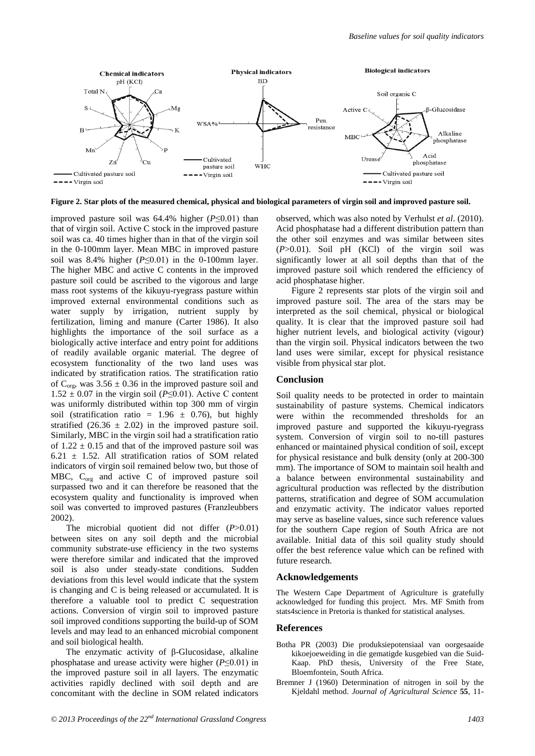Figure 2. Star plots of the measured chemical, physical and biological parameters of virgin soil and improved pasture soil.

improved pasture soil was 64.4% higher ($P \leq 0.01$) than that of virgin soil. Active C stock in the improved pasture soil was ca. 40 times higher than in that of the virgin soil in the 0-100mm layer. Mean MBC in improved pasture soil was 8.4% higher ($P \leq 0.01$) in the 0-100mm layer. The higher MBC and active C contents in the improved pasture soil could be ascribed to the vigorous and large mass root systems of the kikuyu-ryegrass pasture within improved external environmental conditions such as water supply by irrigation, nutrient supply by fertilization, liming and manure (Carter 1986). It also highlights the importance of the soil surface as a biologically active interface and entry point for additions of readily available organic material. The degree of ecosystem functionality of the two land uses was indicated by stratification ratios. The stratification ratio of $C_{org}$, was $3.56 \pm 0.36$ in the improved pasture soil and $1.52 \pm 0.07$ in the virgin soil ($P \leq 0.01$). Active C content was uniformly distributed within top 300 mm of virgin soil (stratification ratio = $1.96 \pm 0.76$), but highly stratified ($26.36 \pm 2.02$) in the improved pasture soil. Similarly, MBC in the virgin soil had a stratification ratio of $1.22 \pm 0.15$ and that of the improved pasture soil was $6.21 \pm 1.52$. All stratification ratios of SOM related indicators of virgin soil remained below two, but those of MBC, $C_{org}$ and active C of improved pasture soil surpassed two and it can therefore be reasoned that the ecosystem quality and functionality is improved when soil was converted to improved pastures (Franzleubbers 2002).

The microbial quotient did not differ ($P > 0.01$) between sites on any soil depth and the microbial community substrate-use efficiency in the two systems were therefore similar and indicated that the improved soil is also under steady-state conditions. Sudden deviations from this level would indicate that the system is changing and C is being released or accumulated. It is therefore a valuable tool to predict C sequestration actions. Conversion of virgin soil to improved pasture soil improved conditions supporting the build-up of SOM levels and may lead to an enhanced microbial component and soil biological health.

The enzymatic activity of β-Glucosidase, alkaline phosphatase and urease activity were higher ($P \leq 0.01$) in the improved pasture soil in all layers. The enzymatic activities rapidly declined with soil depth and are concomitant with the decline in SOM related indicators observed, which was also noted by Verhulst *et al*. (2010). Acid phosphatase had a different distribution pattern than the other soil enzymes and was similar between sites ($P > 0.01$). Soil pH (KCl) of the virgin soil was significantly lower at all soil depths than that of the improved pasture soil which rendered the efficiency of acid phosphatase higher.

Figure 2 represents star plots of the virgin soil and improved pasture soil. The area of the stars may be interpreted as the soil chemical, physical or biological quality. It is clear that the improved pasture soil had higher nutrient levels, and biological activity (vigour) than the virgin soil. Physical indicators between the two land uses were similar, except for physical resistance visible from physical star plot.

## Conclusion

Soil quality needs to be protected in order to maintain sustainability of pasture systems. Chemical indicators were within the recommended thresholds for an improved pasture and supported the kikuyu-ryegrass system. Conversion of virgin soil to no-till pastures enhanced or maintained physical condition of soil, except for physical resistance and bulk density (only at 200-300 mm). The importance of SOM to maintain soil health and a balance between environmental sustainability and agricultural production was reflected by the distribution patterns, stratification and degree of SOM accumulation and enzymatic activity. The indicator values reported may serve as baseline values, since such reference values for the southern Cape region of South Africa are not available. Initial data of this soil quality study should offer the best reference value which can be refined with future research.

## Acknowledgements

The Western Cape Department of Agriculture is gratefully acknowledged for funding this project. Mrs. MF Smith from stats4science in Pretoria is thanked for statistical analyses.

## References

Botha PR (2003) Die produksiepotensiaal van oorgesaaide kikoejoeweiding in die gematigde kusgebied van die Suid-Kaap. PhD thesis, University of the Free State, Bloemfontein, South Africa.

Bremner J (1960) Determination of nitrogen in soil by the Kjeldahl method. *Journal of Agricultural Science* **55**, 11-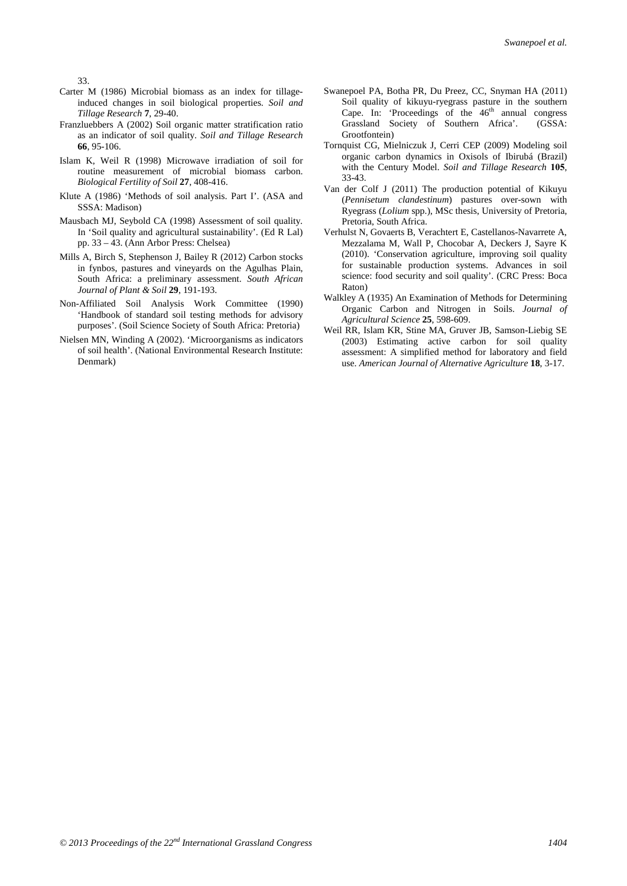33.

Carter M (1986) Microbial biomass as an index for tillage-induced changes in soil biological properties. *Soil and Tillage Research* **7**, 29-40.

Franzluebbers A (2002) Soil organic matter stratification ratio as an indicator of soil quality. *Soil and Tillage Research* **66**, 95-106.

Islam K, Weil R (1998) Microwave irradiation of soil for routine measurement of microbial biomass carbon. *Biological Fertility of Soil* **27**, 408-416.

Klute A (1986) 'Methods of soil analysis. Part I'. (ASA and SSSA: Madison)

Mausbach MJ, Seybold CA (1998) Assessment of soil quality. In 'Soil quality and agricultural sustainability'. (Ed R Lal) pp. 33 – 43. (Ann Arbor Press: Chelsea)

Mills A, Birch S, Stephenson J, Bailey R (2012) Carbon stocks in fynbos, pastures and vineyards on the Agulhas Plain, South Africa: a preliminary assessment. *South African Journal of Plant & Soil* **29**, 191-193.

Non-Affiliated Soil Analysis Work Committee (1990) 'Handbook of standard soil testing methods for advisory purposes'. (Soil Science Society of South Africa: Pretoria)

Nielsen MN, Winding A (2002). 'Microorganisms as indicators of soil health'. (National Environmental Research Institute: Denmark)

Swanepoel PA, Botha PR, Du Preez, CC, Snyman HA (2011) Soil quality of kikuyu-ryegrass pasture in the southern Cape. In: 'Proceedings of the 46th annual congress Grassland Society of Southern Africa'. (GSSA: Grootfontein)

Tornquist CG, Mielniczuk J, Cerri CEP (2009) Modeling soil organic carbon dynamics in Oxisols of Ibirubá (Brazil) with the Century Model. *Soil and Tillage Research* **105**, 33-43.

Van der Colf J (2011) The production potential of Kikuyu (*Pennisetum clandestinum*) pastures over-sown with Ryegrass (*Lolium* spp.), MSc thesis, University of Pretoria, Pretoria, South Africa.

Verhulst N, Govaerts B, Verachtert E, Castellanos-Navarrete A, Mezzalama M, Wall P, Chocobar A, Deckers J, Sayre K (2010). 'Conservation agriculture, improving soil quality for sustainable production systems. Advances in soil science: food security and soil quality'. (CRC Press: Boca Raton)

Walkley A (1935) An Examination of Methods for Determining Organic Carbon and Nitrogen in Soils. *Journal of Agricultural Science* **25**, 598-609.

Weil RR, Islam KR, Stine MA, Gruver JB, Samson-Liebig SE (2003) Estimating active carbon for soil quality assessment: A simplified method for laboratory and field use. *American Journal of Alternative Agriculture* **18**, 3-17.